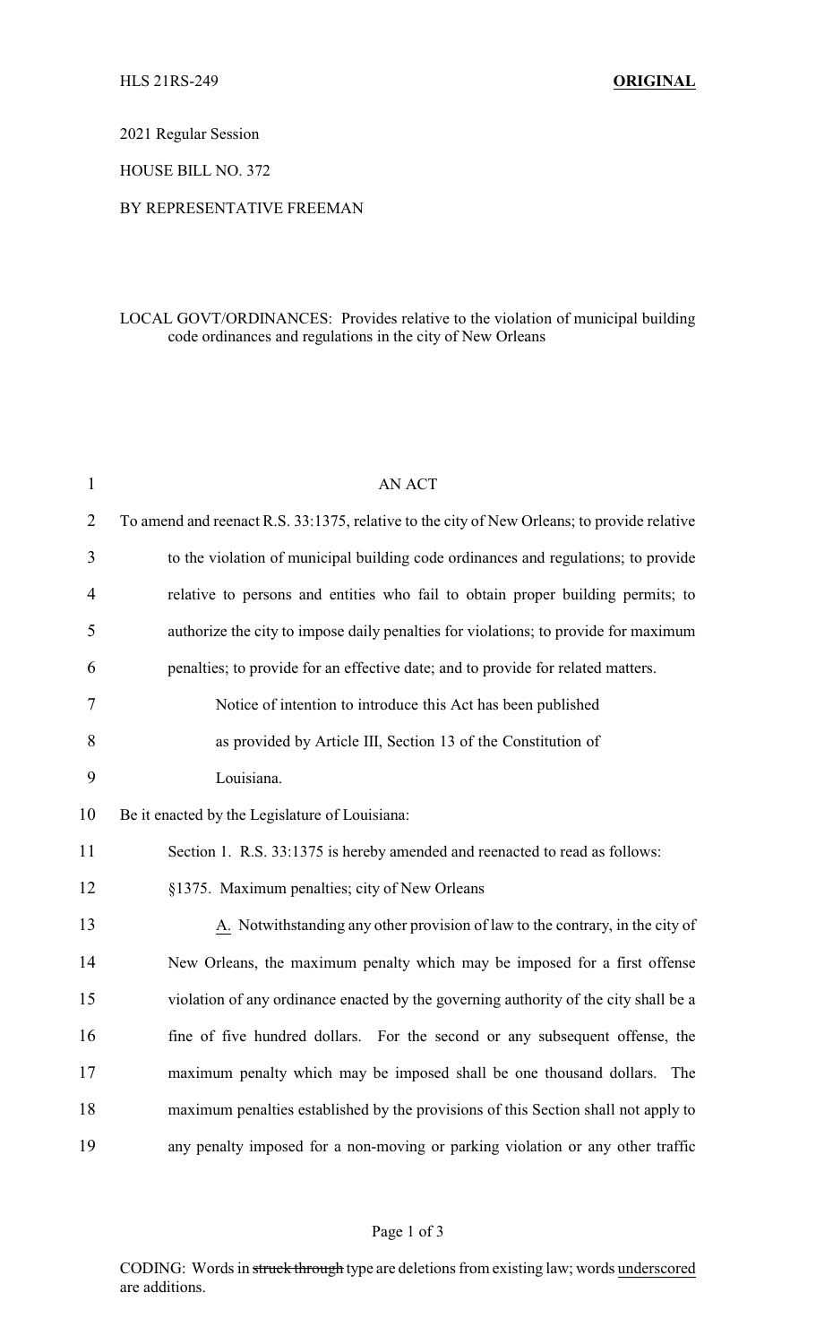HLS 21RS-249 **ORIGINAL**

2021 Regular Session

HOUSE BILL NO. 372

BY REPRESENTATIVE FREEMAN

LOCAL GOVT/ORDINANCES: Provides relative to the violation of municipal building code ordinances and regulations in the city of New Orleans

AN ACT

To amend and reenact R.S. 33:1375, relative to the city of New Orleans; to provide relative to the violation of municipal building code ordinances and regulations; to provide relative to persons and entities who fail to obtain proper building permits; to authorize the city to impose daily penalties for violations; to provide for maximum penalties; to provide for an effective date; and to provide for related matters.

Notice of intention to introduce this Act has been published as provided by Article III, Section 13 of the Constitution of Louisiana.

Be it enacted by the Legislature of Louisiana:

Section 1. R.S. 33:1375 is hereby amended and reenacted to read as follows:

§1375. Maximum penalties; city of New Orleans

<u>A.</u> Notwithstanding any other provision of law to the contrary, in the city of New Orleans, the maximum penalty which may be imposed for a first offense violation of any ordinance enacted by the governing authority of the city shall be a fine of five hundred dollars. For the second or any subsequent offense, the maximum penalty which may be imposed shall be one thousand dollars. The maximum penalties established by the provisions of this Section shall not apply to any penalty imposed for a non-moving or parking violation or any other traffic

CODING: Words in ~~struck through~~ type are deletions from existing law; words <u>underscored</u> are additions.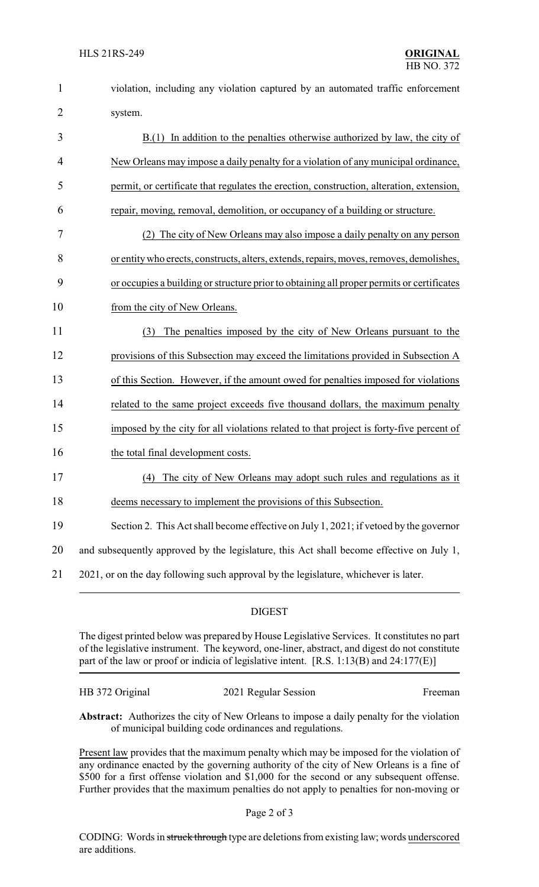violation, including any violation captured by an automated traffic enforcement system.

B.(1) In addition to the penalties otherwise authorized by law, the city of New Orleans may impose a daily penalty for a violation of any municipal ordinance, permit, or certificate that regulates the erection, construction, alteration, extension, repair, moving, removal, demolition, or occupancy of a building or structure.

(2) The city of New Orleans may also impose a daily penalty on any person or entity who erects, constructs, alters, extends, repairs, moves, removes, demolishes, or occupies a building or structure prior to obtaining all proper permits or certificates from the city of New Orleans.

(3) The penalties imposed by the city of New Orleans pursuant to the provisions of this Subsection may exceed the limitations provided in Subsection A of this Section. However, if the amount owed for penalties imposed for violations related to the same project exceeds five thousand dollars, the maximum penalty imposed by the city for all violations related to that project is forty-five percent of the total final development costs.

(4) The city of New Orleans may adopt such rules and regulations as it deems necessary to implement the provisions of this Subsection.

Section 2. This Act shall become effective on July 1, 2021; if vetoed by the governor and subsequently approved by the legislature, this Act shall become effective on July 1, 2021, or on the day following such approval by the legislature, whichever is later.

## DIGEST

The digest printed below was prepared by House Legislative Services. It constitutes no part of the legislative instrument. The keyword, one-liner, abstract, and digest do not constitute part of the law or proof or indicia of legislative intent. [R.S. 1:13(B) and 24:177(E)]

HB 372 Original | 2021 Regular Session | Freeman

**Abstract:** Authorizes the city of New Orleans to impose a daily penalty for the violation of municipal building code ordinances and regulations.

Present law provides that the maximum penalty which may be imposed for the violation of any ordinance enacted by the governing authority of the city of New Orleans is a fine of $500 for a first offense violation and $1,000 for the second or any subsequent offense. Further provides that the maximum penalties do not apply to penalties for non-moving or

CODING: Words in ~~struck through~~ type are deletions from existing law; words underscored are additions.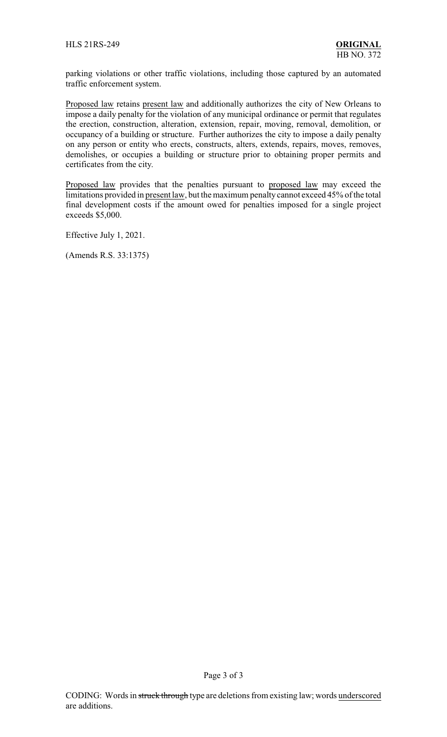parking violations or other traffic violations, including those captured by an automated traffic enforcement system.

Proposed law retains present law and additionally authorizes the city of New Orleans to impose a daily penalty for the violation of any municipal ordinance or permit that regulates the erection, construction, alteration, extension, repair, moving, removal, demolition, or occupancy of a building or structure. Further authorizes the city to impose a daily penalty on any person or entity who erects, constructs, alters, extends, repairs, moves, removes, demolishes, or occupies a building or structure prior to obtaining proper permits and certificates from the city.

Proposed law provides that the penalties pursuant to proposed law may exceed the limitations provided in present law, but the maximum penalty cannot exceed 45% of the total final development costs if the amount owed for penalties imposed for a single project exceeds $5,000.

Effective July 1, 2021.

(Amends R.S. 33:1375)

CODING: Words in ~~struck through~~ type are deletions from existing law; words underscored are additions.